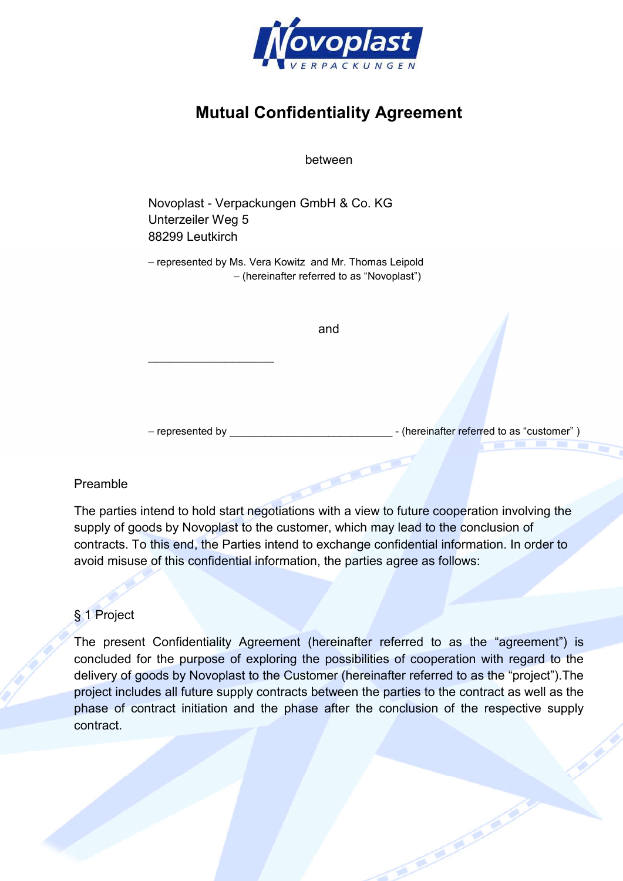# Mutual Confidentiality Agreement

between

Novoplast - Verpackungen GmbH & Co. KG
Unterzeiler Weg 5
88299 Leutkirch

– represented by Ms. Vera Kowitz and Mr. Thomas Leipold
– (hereinafter referred to as "Novoplast")

and

___________________

– represented by ____________________________ - (hereinafter referred to as "customer" )

## Preamble

The parties intend to hold start negotiations with a view to future cooperation involving the supply of goods by Novoplast to the customer, which may lead to the conclusion of contracts. To this end, the Parties intend to exchange confidential information. In order to avoid misuse of this confidential information, the parties agree as follows:

## § 1 Project

The present Confidentiality Agreement (hereinafter referred to as the "agreement") is concluded for the purpose of exploring the possibilities of cooperation with regard to the delivery of goods by Novoplast to the Customer (hereinafter referred to as the "project").The project includes all future supply contracts between the parties to the contract as well as the phase of contract initiation and the phase after the conclusion of the respective supply contract.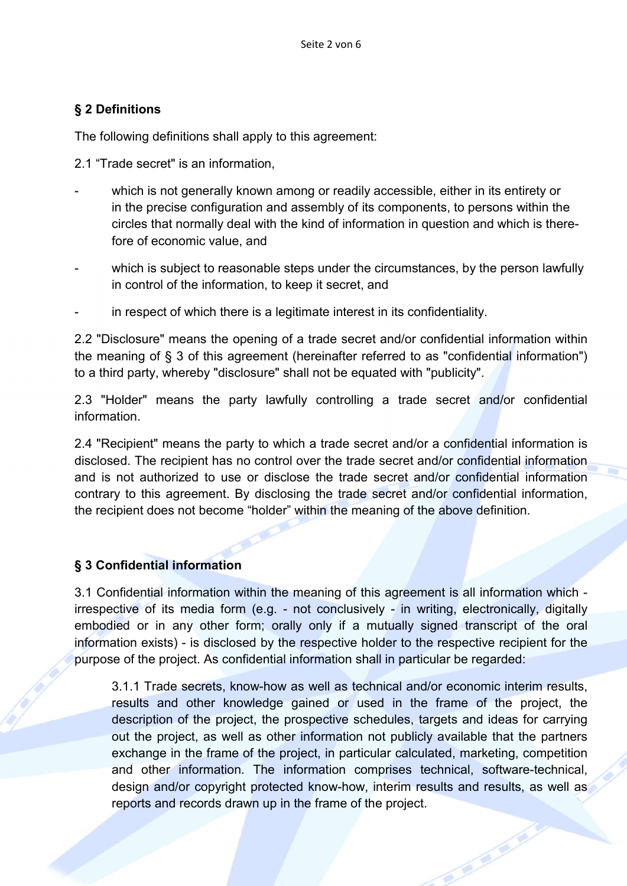## § 2 Definitions

The following definitions shall apply to this agreement:

2.1 “Trade secret" is an information,

- which is not generally known among or readily accessible, either in its entirety or in the precise configuration and assembly of its components, to persons within the circles that normally deal with the kind of information in question and which is therefore of economic value, and
- which is subject to reasonable steps under the circumstances, by the person lawfully in control of the information, to keep it secret, and
- in respect of which there is a legitimate interest in its confidentiality.

2.2 "Disclosure" means the opening of a trade secret and/or confidential information within the meaning of § 3 of this agreement (hereinafter referred to as "confidential information") to a third party, whereby "disclosure" shall not be equated with "publicity".

2.3 "Holder" means the party lawfully controlling a trade secret and/or confidential information.

2.4 "Recipient" means the party to which a trade secret and/or a confidential information is disclosed. The recipient has no control over the trade secret and/or confidential information and is not authorized to use or disclose the trade secret and/or confidential information contrary to this agreement. By disclosing the trade secret and/or confidential information, the recipient does not become “holder” within the meaning of the above definition.

## § 3 Confidential information

3.1 Confidential information within the meaning of this agreement is all information which - irrespective of its media form (e.g. - not conclusively - in writing, electronically, digitally embodied or in any other form; orally only if a mutually signed transcript of the oral information exists) - is disclosed by the respective holder to the respective recipient for the purpose of the project. As confidential information shall in particular be regarded:

3.1.1 Trade secrets, know-how as well as technical and/or economic interim results, results and other knowledge gained or used in the frame of the project, the description of the project, the prospective schedules, targets and ideas for carrying out the project, as well as other information not publicly available that the partners exchange in the frame of the project, in particular calculated, marketing, competition and other information. The information comprises technical, software-technical, design and/or copyright protected know-how, interim results and results, as well as reports and records drawn up in the frame of the project.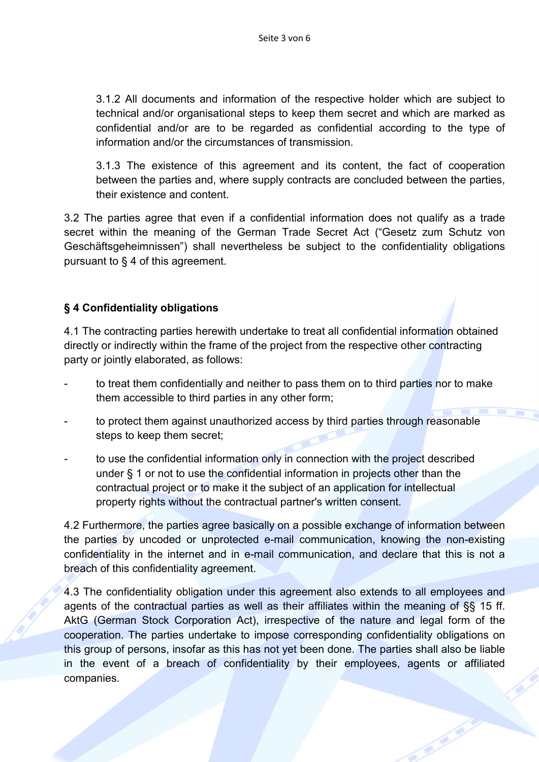3.1.2 All documents and information of the respective holder which are subject to technical and/or organisational steps to keep them secret and which are marked as confidential and/or are to be regarded as confidential according to the type of information and/or the circumstances of transmission.

3.1.3 The existence of this agreement and its content, the fact of cooperation between the parties and, where supply contracts are concluded between the parties, their existence and content.

3.2 The parties agree that even if a confidential information does not qualify as a trade secret within the meaning of the German Trade Secret Act ("Gesetz zum Schutz von Geschäftsgeheimnissen") shall nevertheless be subject to the confidentiality obligations pursuant to § 4 of this agreement.

## § 4 Confidentiality obligations

4.1 The contracting parties herewith undertake to treat all confidential information obtained directly or indirectly within the frame of the project from the respective other contracting party or jointly elaborated, as follows:

- to treat them confidentially and neither to pass them on to third parties nor to make them accessible to third parties in any other form;
- to protect them against unauthorized access by third parties through reasonable steps to keep them secret;
- to use the confidential information only in connection with the project described under § 1 or not to use the confidential information in projects other than the contractual project or to make it the subject of an application for intellectual property rights without the contractual partner's written consent.

4.2 Furthermore, the parties agree basically on a possible exchange of information between the parties by uncoded or unprotected e-mail communication, knowing the non-existing confidentiality in the internet and in e-mail communication, and declare that this is not a breach of this confidentiality agreement.

4.3 The confidentiality obligation under this agreement also extends to all employees and agents of the contractual parties as well as their affiliates within the meaning of §§ 15 ff. AktG (German Stock Corporation Act), irrespective of the nature and legal form of the cooperation. The parties undertake to impose corresponding confidentiality obligations on this group of persons, insofar as this has not yet been done. The parties shall also be liable in the event of a breach of confidentiality by their employees, agents or affiliated companies.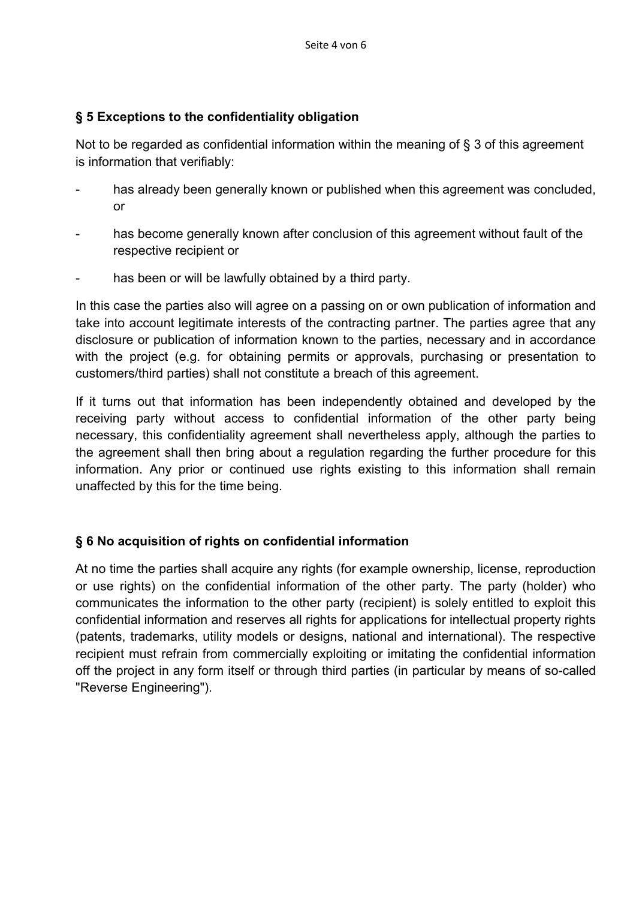## § 5 Exceptions to the confidentiality obligation

Not to be regarded as confidential information within the meaning of § 3 of this agreement is information that verifiably:

- has already been generally known or published when this agreement was concluded, or
- has become generally known after conclusion of this agreement without fault of the respective recipient or
- has been or will be lawfully obtained by a third party.

In this case the parties also will agree on a passing on or own publication of information and take into account legitimate interests of the contracting partner. The parties agree that any disclosure or publication of information known to the parties, necessary and in accordance with the project (e.g. for obtaining permits or approvals, purchasing or presentation to customers/third parties) shall not constitute a breach of this agreement.

If it turns out that information has been independently obtained and developed by the receiving party without access to confidential information of the other party being necessary, this confidentiality agreement shall nevertheless apply, although the parties to the agreement shall then bring about a regulation regarding the further procedure for this information. Any prior or continued use rights existing to this information shall remain unaffected by this for the time being.

## § 6 No acquisition of rights on confidential information

At no time the parties shall acquire any rights (for example ownership, license, reproduction or use rights) on the confidential information of the other party. The party (holder) who communicates the information to the other party (recipient) is solely entitled to exploit this confidential information and reserves all rights for applications for intellectual property rights (patents, trademarks, utility models or designs, national and international). The respective recipient must refrain from commercially exploiting or imitating the confidential information off the project in any form itself or through third parties (in particular by means of so-called "Reverse Engineering").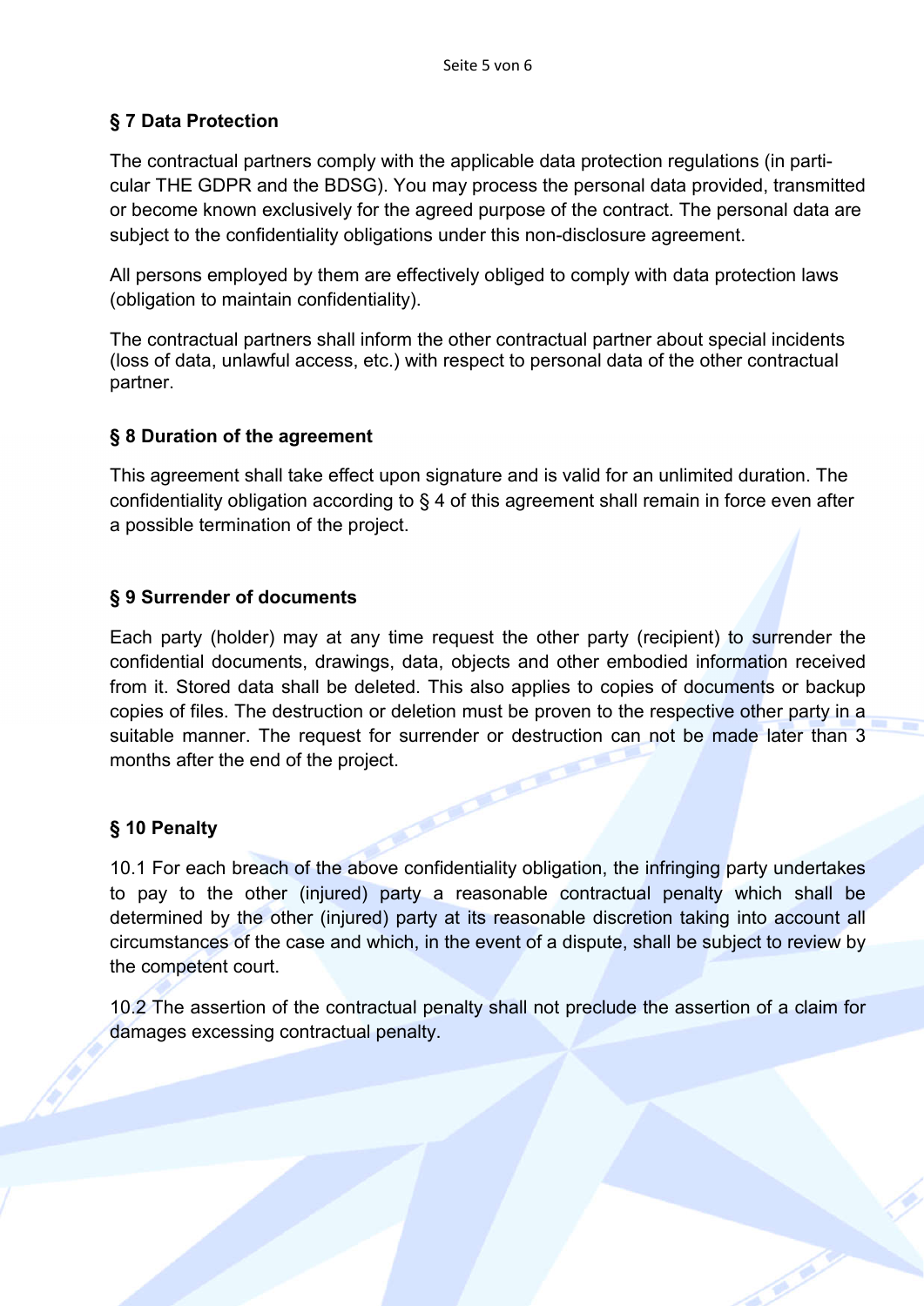## § 7 Data Protection

The contractual partners comply with the applicable data protection regulations (in particular THE GDPR and the BDSG). You may process the personal data provided, transmitted or become known exclusively for the agreed purpose of the contract. The personal data are subject to the confidentiality obligations under this non-disclosure agreement.

All persons employed by them are effectively obliged to comply with data protection laws (obligation to maintain confidentiality).

The contractual partners shall inform the other contractual partner about special incidents (loss of data, unlawful access, etc.) with respect to personal data of the other contractual partner.

## § 8 Duration of the agreement

This agreement shall take effect upon signature and is valid for an unlimited duration. The confidentiality obligation according to § 4 of this agreement shall remain in force even after a possible termination of the project.

## § 9 Surrender of documents

Each party (holder) may at any time request the other party (recipient) to surrender the confidential documents, drawings, data, objects and other embodied information received from it. Stored data shall be deleted. This also applies to copies of documents or backup copies of files. The destruction or deletion must be proven to the respective other party in a suitable manner. The request for surrender or destruction can not be made later than 3 months after the end of the project.

## § 10 Penalty

10.1 For each breach of the above confidentiality obligation, the infringing party undertakes to pay to the other (injured) party a reasonable contractual penalty which shall be determined by the other (injured) party at its reasonable discretion taking into account all circumstances of the case and which, in the event of a dispute, shall be subject to review by the competent court.

10.2 The assertion of the contractual penalty shall not preclude the assertion of a claim for damages excessing contractual penalty.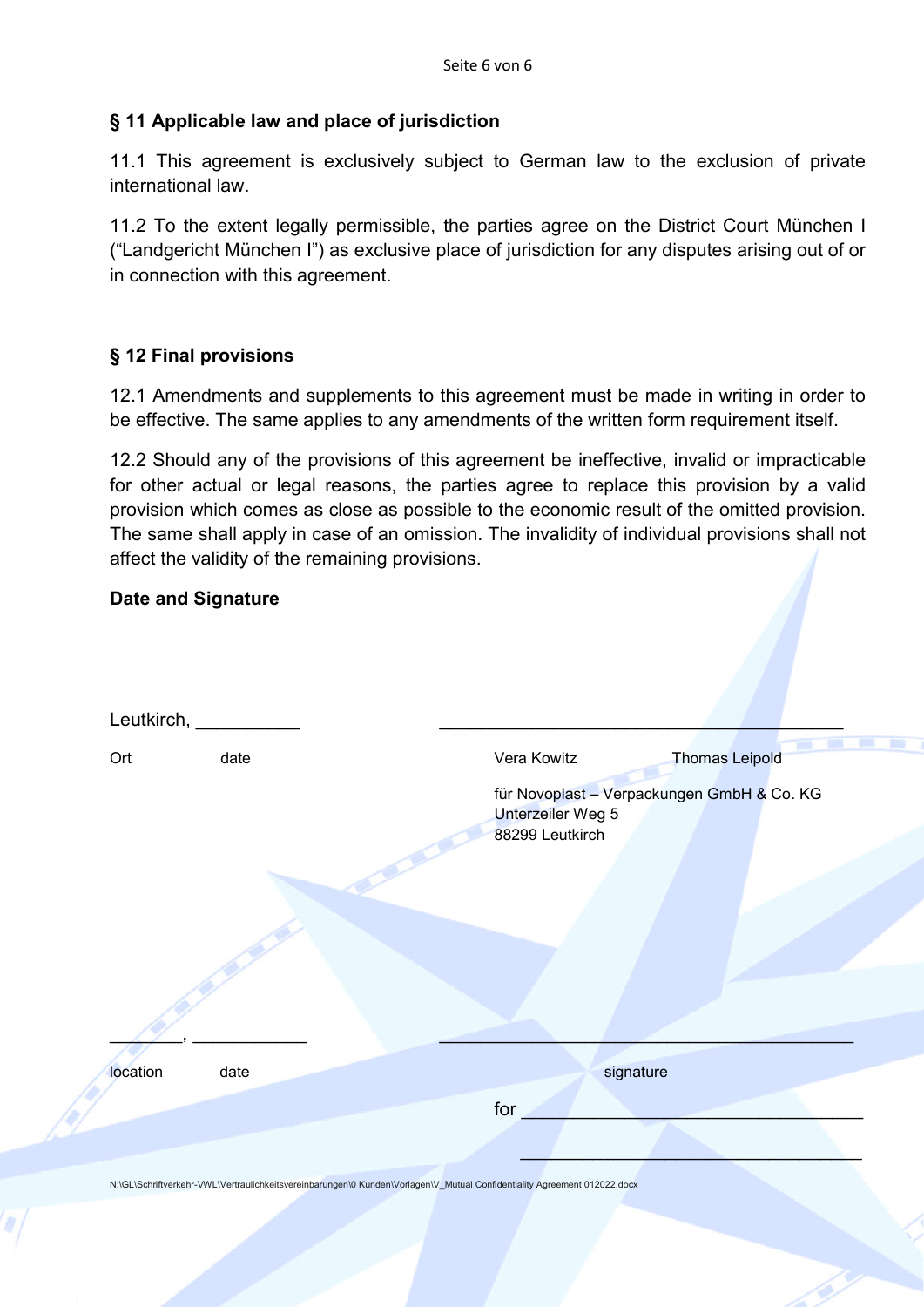## § 11 Applicable law and place of jurisdiction

11.1 This agreement is exclusively subject to German law to the exclusion of private international law.

11.2 To the extent legally permissible, the parties agree on the District Court München I ("Landgericht München I") as exclusive place of jurisdiction for any disputes arising out of or in connection with this agreement.

## § 12 Final provisions

12.1 Amendments and supplements to this agreement must be made in writing in order to be effective. The same applies to any amendments of the written form requirement itself.

12.2 Should any of the provisions of this agreement be ineffective, invalid or impracticable for other actual or legal reasons, the parties agree to replace this provision by a valid provision which comes as close as possible to the economic result of the omitted provision. The same shall apply in case of an omission. The invalidity of individual provisions shall not affect the validity of the remaining provisions.

**Date and Signature**

Leutkirch, __________ ________________________________________

Ort date Vera Kowitz Thomas Leipold

für Novoplast – Verpackungen GmbH & Co. KG
Unterzeiler Weg 5
88299 Leutkirch

________, ____________ ____________________________________________

location date signature

for ____________________________________

____________________________________

N:\GL\Schriftverkehr-VWL\Vertraulichkeitsvereinbarungen\0 Kunden\Vorlagen\V_Mutual Confidentiality Agreement 012022.docx